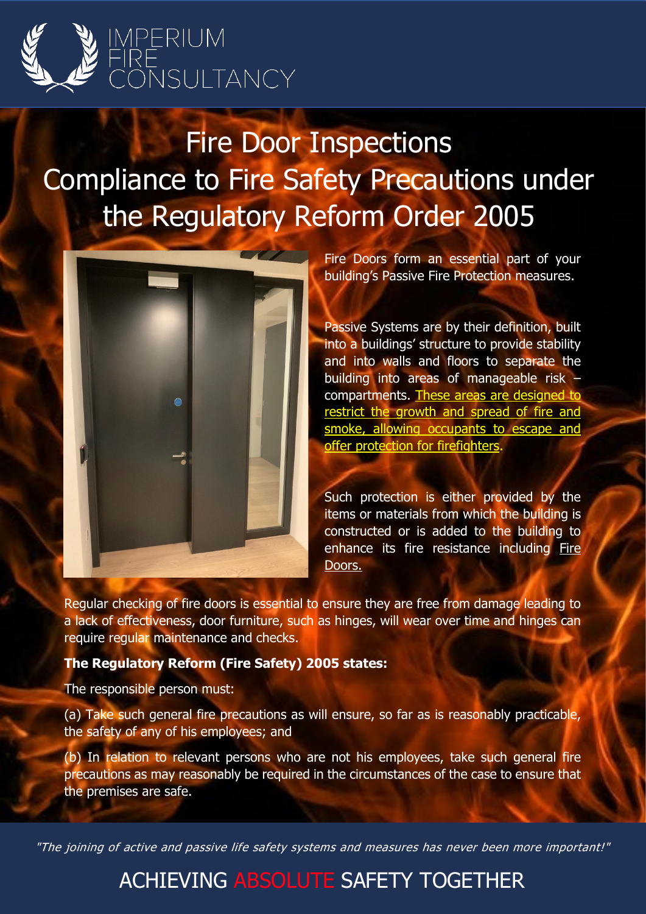IMPERIUM FIRE CONSULTANCY

# Fire Door Inspections Compliance to Fire Safety Precautions under the Regulatory Reform Order 2005

Fire Doors form an essential part of your building's Passive Fire Protection measures.

Passive Systems are by their definition, built into a buildings' structure to provide stability and into walls and floors to separate the building into areas of manageable risk – compartments. These areas are designed to restrict the growth and spread of fire and smoke, allowing occupants to escape and offer protection for firefighters.

Such protection is either provided by the items or materials from which the building is constructed or is added to the building to enhance its fire resistance including Fire Doors.

Regular checking of fire doors is essential to ensure they are free from damage leading to a lack of effectiveness, door furniture, such as hinges, will wear over time and hinges can require regular maintenance and checks.

**The Regulatory Reform (Fire Safety) 2005 states:**

The responsible person must:

(a) Take such general fire precautions as will ensure, so far as is reasonably practicable, the safety of any of his employees; and

(b) In relation to relevant persons who are not his employees, take such general fire precautions as may reasonably be required in the circumstances of the case to ensure that the premises are safe.

*"The joining of active and passive life safety systems and measures has never been more important!"*

ACHIEVING ABSOLUTE SAFETY TOGETHER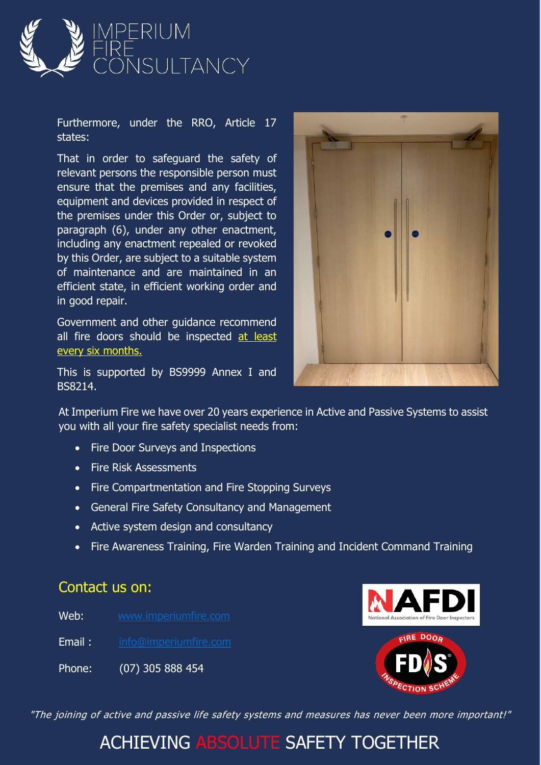Furthermore, under the RRO, Article 17 states:

That in order to safeguard the safety of relevant persons the responsible person must ensure that the premises and any facilities, equipment and devices provided in respect of the premises under this Order or, subject to paragraph (6), under any other enactment, including any enactment repealed or revoked by this Order, are subject to a suitable system of maintenance and are maintained in an efficient state, in efficient working order and in good repair.

Government and other guidance recommend all fire doors should be inspected at least every six months.

This is supported by BS9999 Annex I and BS8214.

At Imperium Fire we have over 20 years experience in Active and Passive Systems to assist you with all your fire safety specialist needs from:

- Fire Door Surveys and Inspections
- Fire Risk Assessments
- Fire Compartmentation and Fire Stopping Surveys
- General Fire Safety Consultancy and Management
- Active system design and consultancy
- Fire Awareness Training, Fire Warden Training and Incident Command Training

## Contact us on:

Web: www.imperiumfire.com

Email : info@imperiumfire.com

Phone: (07) 305 888 454

*"The joining of active and passive life safety systems and measures has never been more important!"*

## ACHIEVING ABSOLUTE SAFETY TOGETHER